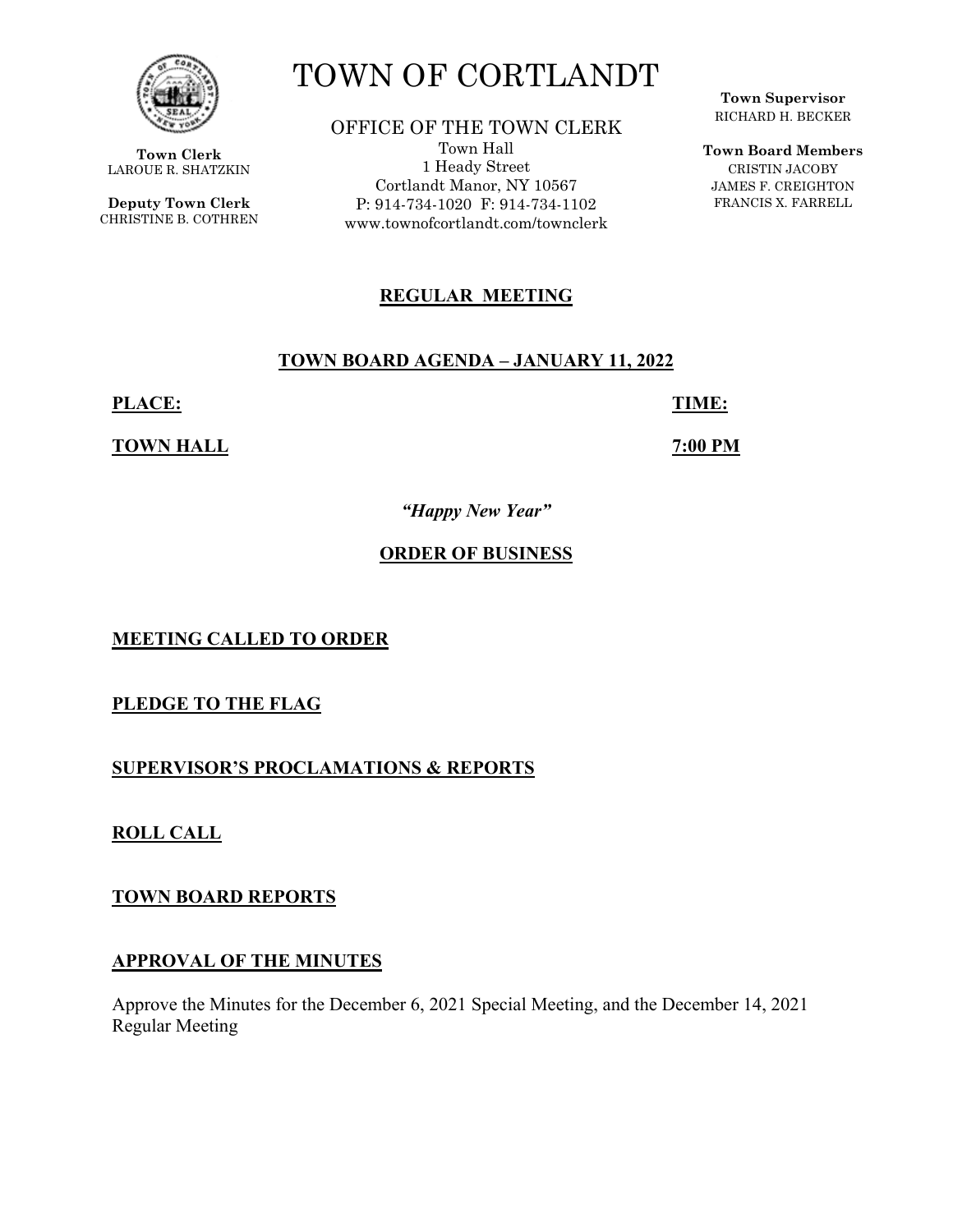# TOWN OF CORTLANDT

**Town Clerk**
LAROUE R. SHATZKIN

**Deputy Town Clerk**
CHRISTINE B. COTHREN

OFFICE OF THE TOWN CLERK
Town Hall
1 Heady Street
Cortlandt Manor, NY 10567
P: 914-734-1020 F: 914-734-1102
www.townofcortlandt.com/townclerk

**Town Supervisor**
RICHARD H. BECKER

**Town Board Members**
CRISTIN JACOBY
JAMES F. CREIGHTON
FRANCIS X. FARRELL

## REGULAR MEETING

## TOWN BOARD AGENDA – JANUARY 11, 2022

**PLACE:** **TOWN HALL**

**TIME:** **7:00 PM**

***"Happy New Year"***

## ORDER OF BUSINESS

**MEETING CALLED TO ORDER**

**PLEDGE TO THE FLAG**

**SUPERVISOR'S PROCLAMATIONS & REPORTS**

**ROLL CALL**

**TOWN BOARD REPORTS**

**APPROVAL OF THE MINUTES**

Approve the Minutes for the December 6, 2021 Special Meeting, and the December 14, 2021 Regular Meeting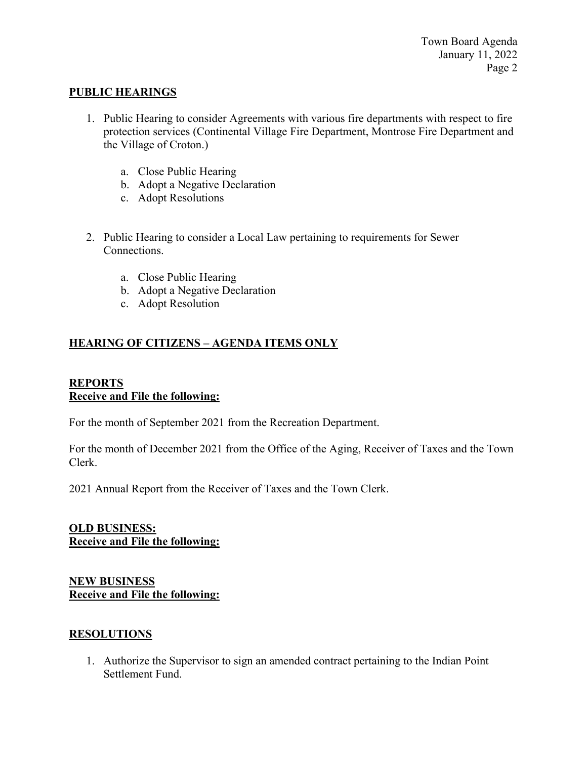## PUBLIC HEARINGS

1. Public Hearing to consider Agreements with various fire departments with respect to fire protection services (Continental Village Fire Department, Montrose Fire Department and the Village of Croton.)

    a. Close Public Hearing
    b. Adopt a Negative Declaration
    c. Adopt Resolutions

2. Public Hearing to consider a Local Law pertaining to requirements for Sewer Connections.

    a. Close Public Hearing
    b. Adopt a Negative Declaration
    c. Adopt Resolution

## HEARING OF CITIZENS – AGENDA ITEMS ONLY

## REPORTS
**Receive and File the following:**

For the month of September 2021 from the Recreation Department.

For the month of December 2021 from the Office of the Aging, Receiver of Taxes and the Town Clerk.

2021 Annual Report from the Receiver of Taxes and the Town Clerk.

## OLD BUSINESS:
**Receive and File the following:**

## NEW BUSINESS
**Receive and File the following:**

## RESOLUTIONS

1. Authorize the Supervisor to sign an amended contract pertaining to the Indian Point Settlement Fund.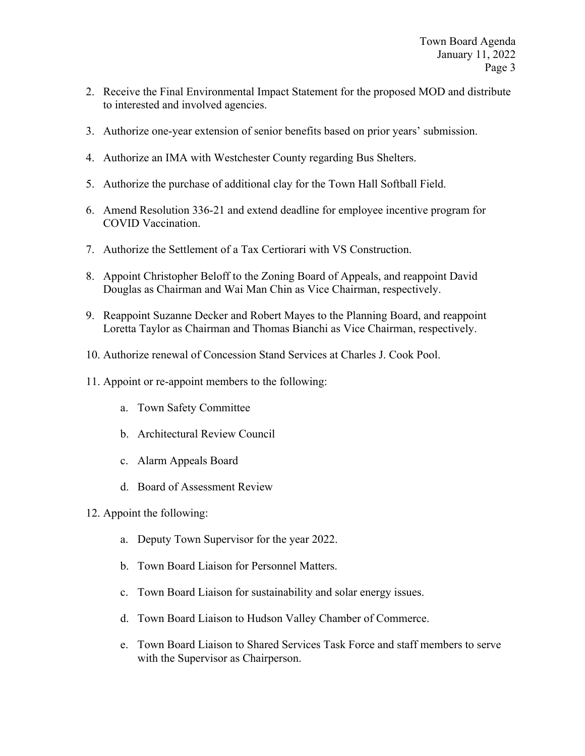2. Receive the Final Environmental Impact Statement for the proposed MOD and distribute to interested and involved agencies.

3. Authorize one-year extension of senior benefits based on prior years' submission.

4. Authorize an IMA with Westchester County regarding Bus Shelters.

5. Authorize the purchase of additional clay for the Town Hall Softball Field.

6. Amend Resolution 336-21 and extend deadline for employee incentive program for COVID Vaccination.

7. Authorize the Settlement of a Tax Certiorari with VS Construction.

8. Appoint Christopher Beloff to the Zoning Board of Appeals, and reappoint David Douglas as Chairman and Wai Man Chin as Vice Chairman, respectively.

9. Reappoint Suzanne Decker and Robert Mayes to the Planning Board, and reappoint Loretta Taylor as Chairman and Thomas Bianchi as Vice Chairman, respectively.

10. Authorize renewal of Concession Stand Services at Charles J. Cook Pool.

11. Appoint or re-appoint members to the following:

    a. Town Safety Committee

    b. Architectural Review Council

    c. Alarm Appeals Board

    d. Board of Assessment Review

12. Appoint the following:

    a. Deputy Town Supervisor for the year 2022.

    b. Town Board Liaison for Personnel Matters.

    c. Town Board Liaison for sustainability and solar energy issues.

    d. Town Board Liaison to Hudson Valley Chamber of Commerce.

    e. Town Board Liaison to Shared Services Task Force and staff members to serve with the Supervisor as Chairperson.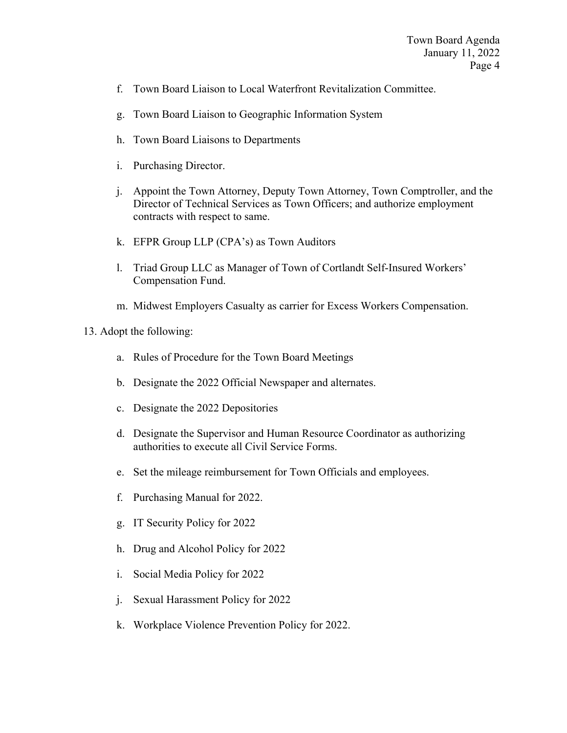f. Town Board Liaison to Local Waterfront Revitalization Committee.

g. Town Board Liaison to Geographic Information System

h. Town Board Liaisons to Departments

i. Purchasing Director.

j. Appoint the Town Attorney, Deputy Town Attorney, Town Comptroller, and the Director of Technical Services as Town Officers; and authorize employment contracts with respect to same.

k. EFPR Group LLP (CPA's) as Town Auditors

l. Triad Group LLC as Manager of Town of Cortlandt Self-Insured Workers' Compensation Fund.

m. Midwest Employers Casualty as carrier for Excess Workers Compensation.

13. Adopt the following:

    a. Rules of Procedure for the Town Board Meetings

    b. Designate the 2022 Official Newspaper and alternates.

    c. Designate the 2022 Depositories

    d. Designate the Supervisor and Human Resource Coordinator as authorizing authorities to execute all Civil Service Forms.

    e. Set the mileage reimbursement for Town Officials and employees.

    f. Purchasing Manual for 2022.

    g. IT Security Policy for 2022

    h. Drug and Alcohol Policy for 2022

    i. Social Media Policy for 2022

    j. Sexual Harassment Policy for 2022

    k. Workplace Violence Prevention Policy for 2022.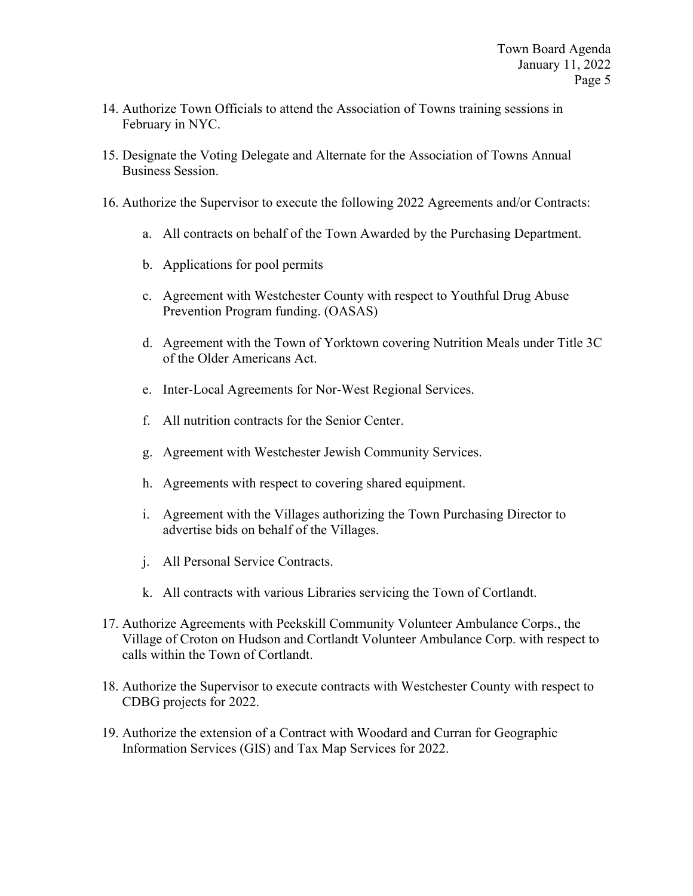14. Authorize Town Officials to attend the Association of Towns training sessions in February in NYC.

15. Designate the Voting Delegate and Alternate for the Association of Towns Annual Business Session.

16. Authorize the Supervisor to execute the following 2022 Agreements and/or Contracts:

    a. All contracts on behalf of the Town Awarded by the Purchasing Department.

    b. Applications for pool permits

    c. Agreement with Westchester County with respect to Youthful Drug Abuse Prevention Program funding. (OASAS)

    d. Agreement with the Town of Yorktown covering Nutrition Meals under Title 3C of the Older Americans Act.

    e. Inter-Local Agreements for Nor-West Regional Services.

    f. All nutrition contracts for the Senior Center.

    g. Agreement with Westchester Jewish Community Services.

    h. Agreements with respect to covering shared equipment.

    i. Agreement with the Villages authorizing the Town Purchasing Director to advertise bids on behalf of the Villages.

    j. All Personal Service Contracts.

    k. All contracts with various Libraries servicing the Town of Cortlandt.

17. Authorize Agreements with Peekskill Community Volunteer Ambulance Corps., the Village of Croton on Hudson and Cortlandt Volunteer Ambulance Corp. with respect to calls within the Town of Cortlandt.

18. Authorize the Supervisor to execute contracts with Westchester County with respect to CDBG projects for 2022.

19. Authorize the extension of a Contract with Woodard and Curran for Geographic Information Services (GIS) and Tax Map Services for 2022.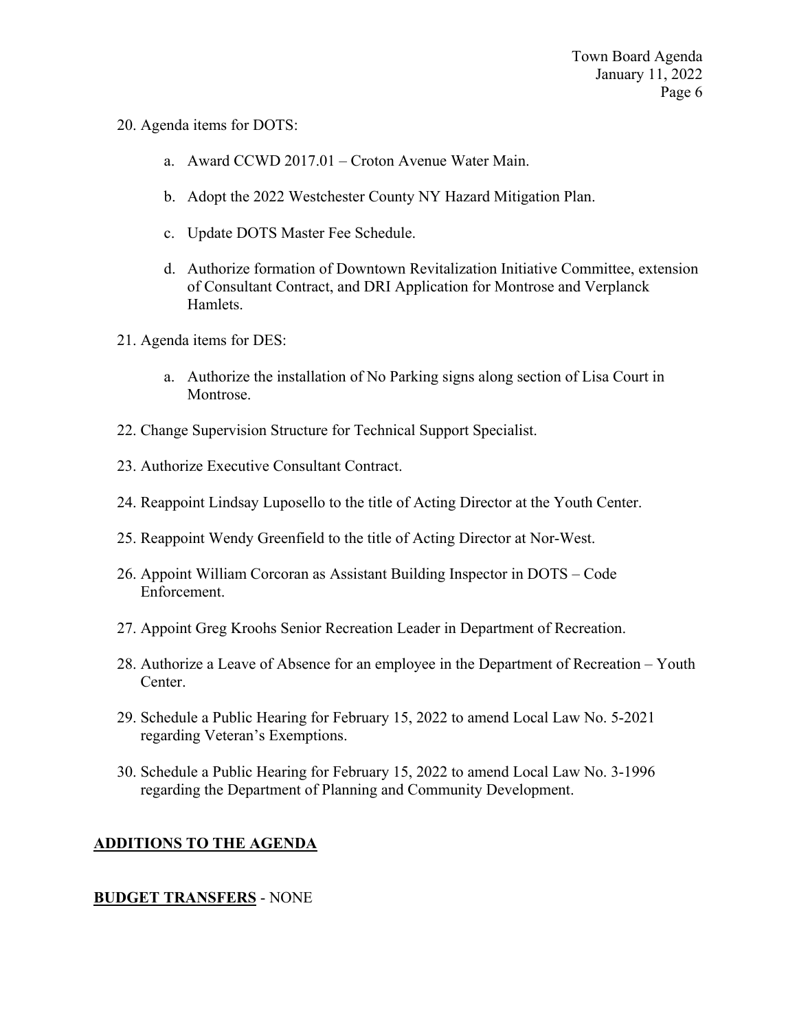20. Agenda items for DOTS:

    a. Award CCWD 2017.01 – Croton Avenue Water Main.

    b. Adopt the 2022 Westchester County NY Hazard Mitigation Plan.

    c. Update DOTS Master Fee Schedule.

    d. Authorize formation of Downtown Revitalization Initiative Committee, extension of Consultant Contract, and DRI Application for Montrose and Verplanck Hamlets.

21. Agenda items for DES:

    a. Authorize the installation of No Parking signs along section of Lisa Court in Montrose.

22. Change Supervision Structure for Technical Support Specialist.

23. Authorize Executive Consultant Contract.

24. Reappoint Lindsay Luposello to the title of Acting Director at the Youth Center.

25. Reappoint Wendy Greenfield to the title of Acting Director at Nor-West.

26. Appoint William Corcoran as Assistant Building Inspector in DOTS – Code Enforcement.

27. Appoint Greg Kroohs Senior Recreation Leader in Department of Recreation.

28. Authorize a Leave of Absence for an employee in the Department of Recreation – Youth Center.

29. Schedule a Public Hearing for February 15, 2022 to amend Local Law No. 5-2021 regarding Veteran's Exemptions.

30. Schedule a Public Hearing for February 15, 2022 to amend Local Law No. 3-1996 regarding the Department of Planning and Community Development.

**ADDITIONS TO THE AGENDA**

**BUDGET TRANSFERS** - NONE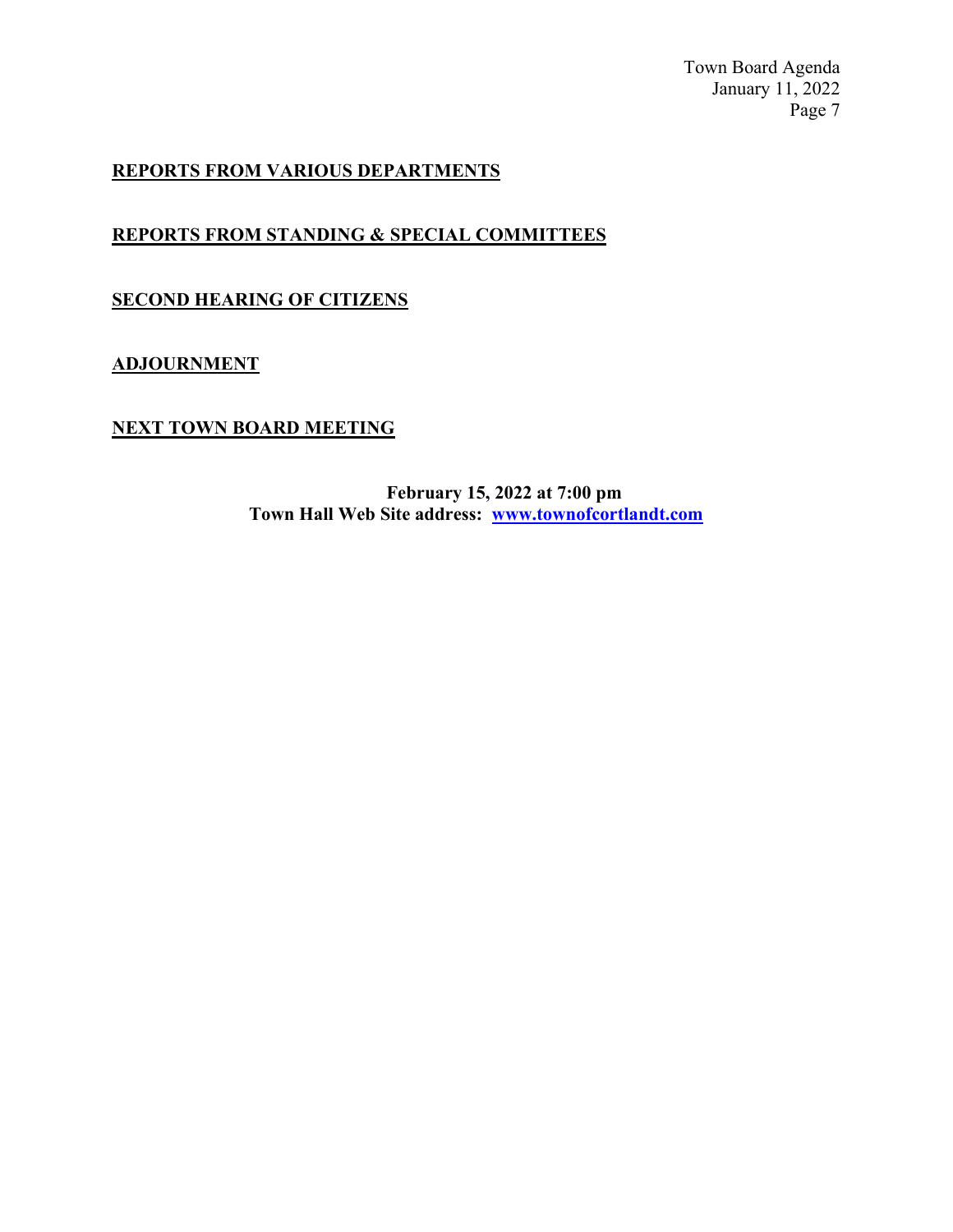## REPORTS FROM VARIOUS DEPARTMENTS

## REPORTS FROM STANDING & SPECIAL COMMITTEES

## SECOND HEARING OF CITIZENS

## ADJOURNMENT

## NEXT TOWN BOARD MEETING

**February 15, 2022 at 7:00 pm**
**Town Hall Web Site address: [www.townofcortlandt.com](www.townofcortlandt.com)**